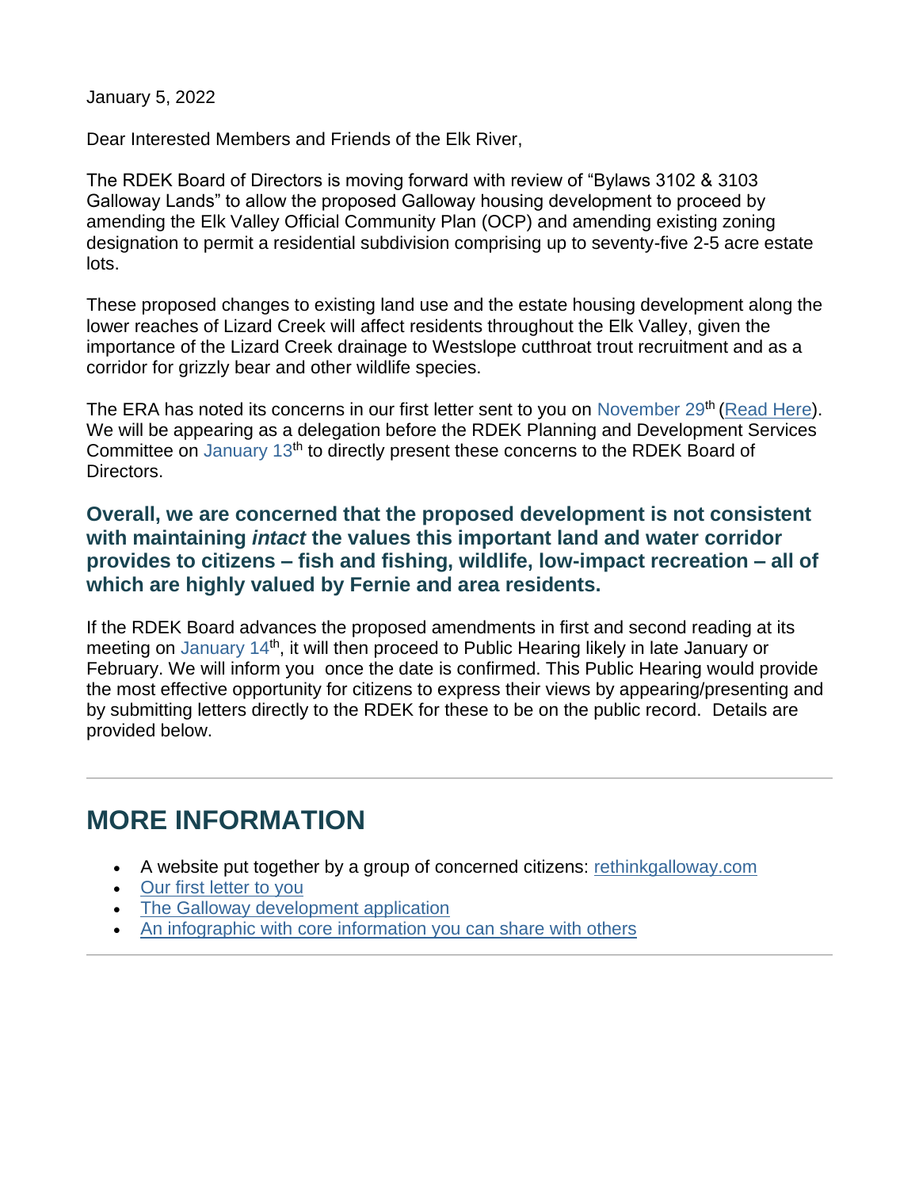January 5, 2022

Dear Interested Members and Friends of the Elk River,

The RDEK Board of Directors is moving forward with review of "Bylaws 3102 & 3103 Galloway Lands" to allow the proposed Galloway housing development to proceed by amending the Elk Valley Official Community Plan (OCP) and amending existing zoning designation to permit a residential subdivision comprising up to seventy-five 2-5 acre estate lots.

These proposed changes to existing land use and the estate housing development along the lower reaches of Lizard Creek will affect residents throughout the Elk Valley, given the importance of the Lizard Creek drainage to Westslope cutthroat trout recruitment and as a corridor for grizzly bear and other wildlife species.

The ERA has noted its concerns in our first letter sent to you on November 29th (Read Here). We will be appearing as a delegation before the RDEK Planning and Development Services Committee on January 13th to directly present these concerns to the RDEK Board of Directors.

**Overall, we are concerned that the proposed development is not consistent with maintaining *intact* the values this important land and water corridor provides to citizens – fish and fishing, wildlife, low-impact recreation – all of which are highly valued by Fernie and area residents.**

If the RDEK Board advances the proposed amendments in first and second reading at its meeting on January 14th, it will then proceed to Public Hearing likely in late January or February. We will inform you once the date is confirmed. This Public Hearing would provide the most effective opportunity for citizens to express their views by appearing/presenting and by submitting letters directly to the RDEK for these to be on the public record. Details are provided below.

---

## MORE INFORMATION

- A website put together by a group of concerned citizens: rethinkgalloway.com
- Our first letter to you
- The Galloway development application
- An infographic with core information you can share with others

---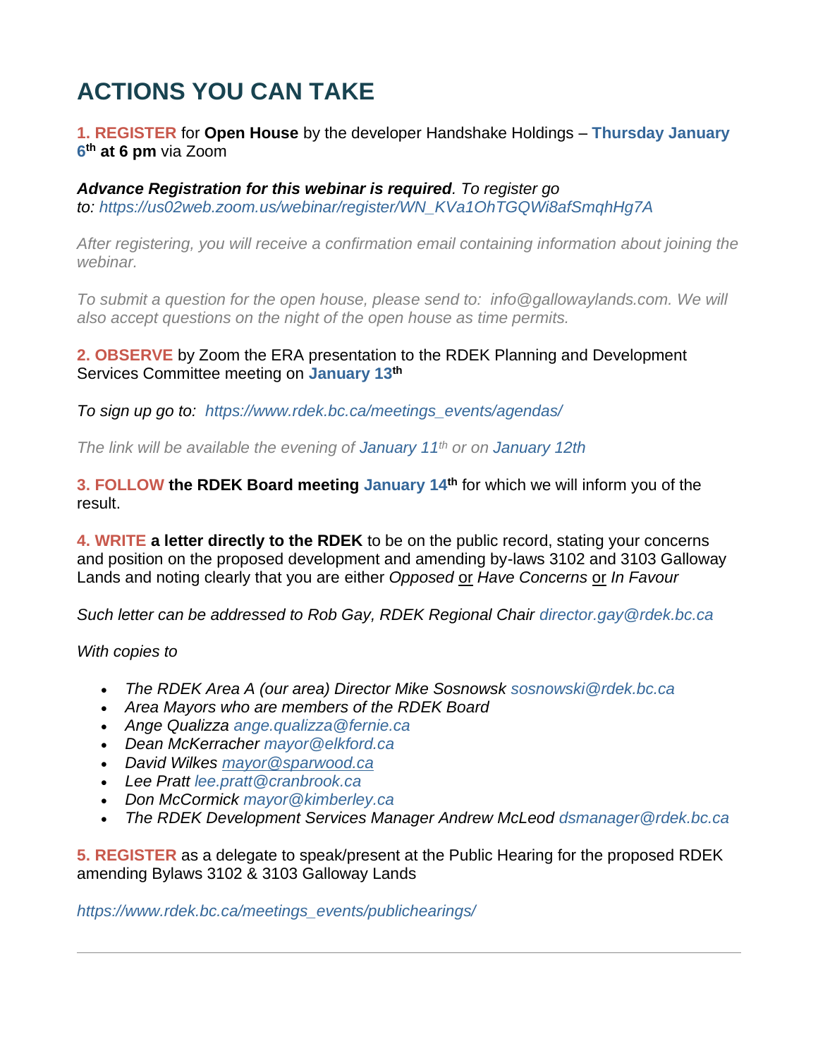# ACTIONS YOU CAN TAKE

**1. REGISTER** for **Open House** by the developer Handshake Holdings – **Thursday January 6th at 6 pm** via Zoom

***Advance Registration for this webinar is required***. *To register go to: https://us02web.zoom.us/webinar/register/WN_KVa1OhTGQWi8afSmqhHg7A*

*After registering, you will receive a confirmation email containing information about joining the webinar.*

*To submit a question for the open house, please send to: info@gallowaylands.com. We will also accept questions on the night of the open house as time permits.*

**2. OBSERVE** by Zoom the ERA presentation to the RDEK Planning and Development Services Committee meeting on **January 13th**

*To sign up go to: https://www.rdek.bc.ca/meetings_events/agendas/*

*The link will be available the evening of January 11th or on January 12th*

**3. FOLLOW the RDEK Board meeting January 14th** for which we will inform you of the result.

**4. WRITE a letter directly to the RDEK** to be on the public record, stating your concerns and position on the proposed development and amending by-laws 3102 and 3103 Galloway Lands and noting clearly that you are either *Opposed* or *Have Concerns* or *In Favour*

*Such letter can be addressed to Rob Gay, RDEK Regional Chair director.gay@rdek.bc.ca*

*With copies to*

- *The RDEK Area A (our area) Director Mike Sosnowsk sosnowski@rdek.bc.ca*
- *Area Mayors who are members of the RDEK Board*
- *Ange Qualizza ange.qualizza@fernie.ca*
- *Dean McKerracher mayor@elkford.ca*
- *David Wilkes mayor@sparwood.ca*
- *Lee Pratt lee.pratt@cranbrook.ca*
- *Don McCormick mayor@kimberley.ca*
- *The RDEK Development Services Manager Andrew McLeod dsmanager@rdek.bc.ca*

**5. REGISTER** as a delegate to speak/present at the Public Hearing for the proposed RDEK amending Bylaws 3102 & 3103 Galloway Lands

*https://www.rdek.bc.ca/meetings_events/publichearings/*

---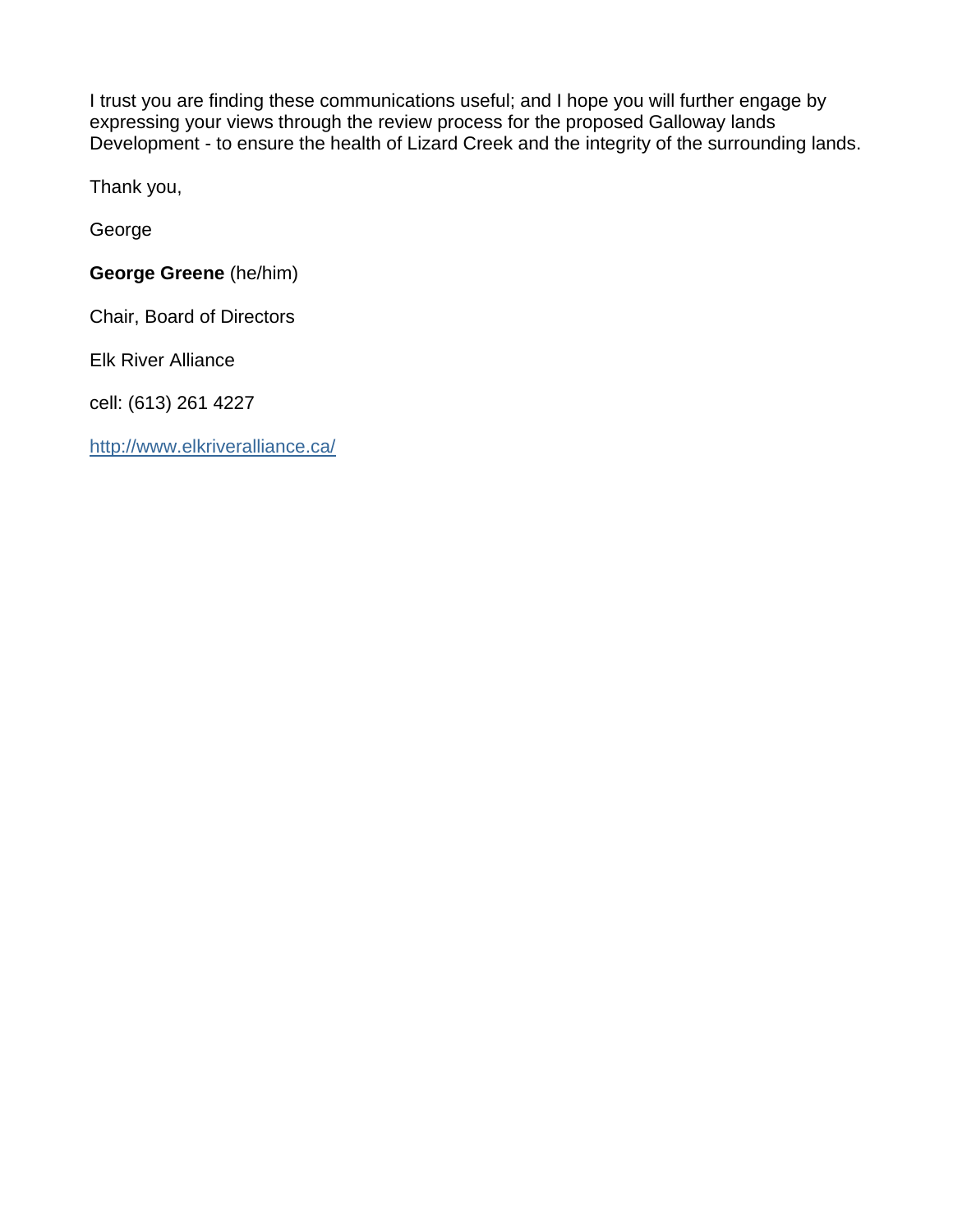I trust you are finding these communications useful; and I hope you will further engage by expressing your views through the review process for the proposed Galloway lands Development - to ensure the health of Lizard Creek and the integrity of the surrounding lands.

Thank you,

George

**George Greene** (he/him)

Chair, Board of Directors

Elk River Alliance

cell: (613) 261 4227

http://www.elkriveralliance.ca/